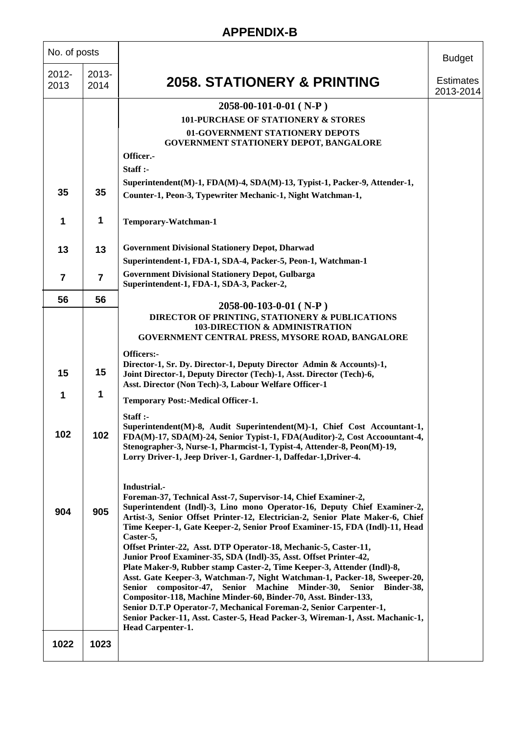## APPENDIX-B

| No. of posts | | | Budget |
|---|---|---|---|
| 2012-2013 | 2013-2014 | **2058. STATIONERY & PRINTING** | Estimates 2013-2014 |
| | | **2058-00-101-0-01 ( N-P )**<br>**101-PURCHASE OF STATIONERY & STORES**<br>**01-GOVERNMENT STATIONERY DEPOTS**<br>**GOVERNMENT STATIONERY DEPOT, BANGALORE**<br>**Officer.-**<br>**Staff :-** | |
| **35** | **35** | **Superintendent(M)-1, FDA(M)-4, SDA(M)-13, Typist-1, Packer-9, Attender-1, Counter-1, Peon-3, Typewriter Mechanic-1, Night Watchman-1,** | |
| **1** | **1** | **Temporary-Watchman-1** | |
| **13** | **13** | **Government Divisional Stationery Depot, Dharwad**<br>**Superintendent-1, FDA-1, SDA-4, Packer-5, Peon-1, Watchman-1** | |
| **7** | **7** | **Government Divisional Stationery Depot, Gulbarga**<br>**Superintendent-1, FDA-1, SDA-3, Packer-2,** | |
| **56** | **56** | | |
| | | **2058-00-103-0-01 ( N-P )**<br>**DIRECTOR OF PRINTING, STATIONERY & PUBLICATIONS**<br>**103-DIRECTION & ADMINISTRATION**<br>**GOVERNMENT CENTRAL PRESS, MYSORE ROAD, BANGALORE** | |
| **15** | **15** | **Officers:-**<br>**Director-1, Sr. Dy. Director-1, Deputy Director Admin & Accounts)-1, Joint Director-1, Deputy Director (Tech)-1, Asst. Director (Tech)-6, Asst. Director (Non Tech)-3, Labour Welfare Officer-1** | |
| **1** | **1** | **Temporary Post:-Medical Officer-1.** | |
| **102** | **102** | **Staff :-**<br>**Superintendent(M)-8, Audit Superintendent(M)-1, Chief Cost Accountant-1, FDA(M)-17, SDA(M)-24, Senior Typist-1, FDA(Auditor)-2, Cost Accoountant-4, Stenographer-3, Nurse-1, Pharmcist-1, Typist-4, Attender-8, Peon(M)-19, Lorry Driver-1, Jeep Driver-1, Gardner-1, Daffedar-1,Driver-4.** | |
| **904** | **905** | **Industrial.-**<br>**Foreman-37, Technical Asst-7, Supervisor-14, Chief Examiner-2, Superintendent (Indl)-3, Lino mono Operator-16, Deputy Chief Examiner-2, Artist-3, Senior Offset Printer-12, Electrician-2, Senior Plate Maker-6, Chief Time Keeper-1, Gate Keeper-2, Senior Proof Examiner-15, FDA (Indl)-11, Head Caster-5,**<br>**Offset Printer-22, Asst. DTP Operator-18, Mechanic-5, Caster-11, Junior Proof Examiner-35, SDA (Indl)-35, Asst. Offset Printer-42, Plate Maker-9, Rubber stamp Caster-2, Time Keeper-3, Attender (Indl)-8, Asst. Gate Keeper-3, Watchman-7, Night Watchman-1, Packer-18, Sweeper-20, Senior compositor-47, Senior Machine Minder-30, Senior Binder-38, Compositor-118, Machine Minder-60, Binder-70, Asst. Binder-133, Senior D.T.P Operator-7, Mechanical Foreman-2, Senior Carpenter-1, Senior Packer-11, Asst. Caster-5, Head Packer-3, Wireman-1, Asst. Machanic-1, Head Carpenter-1.** | |
| **1022** | **1023** | | |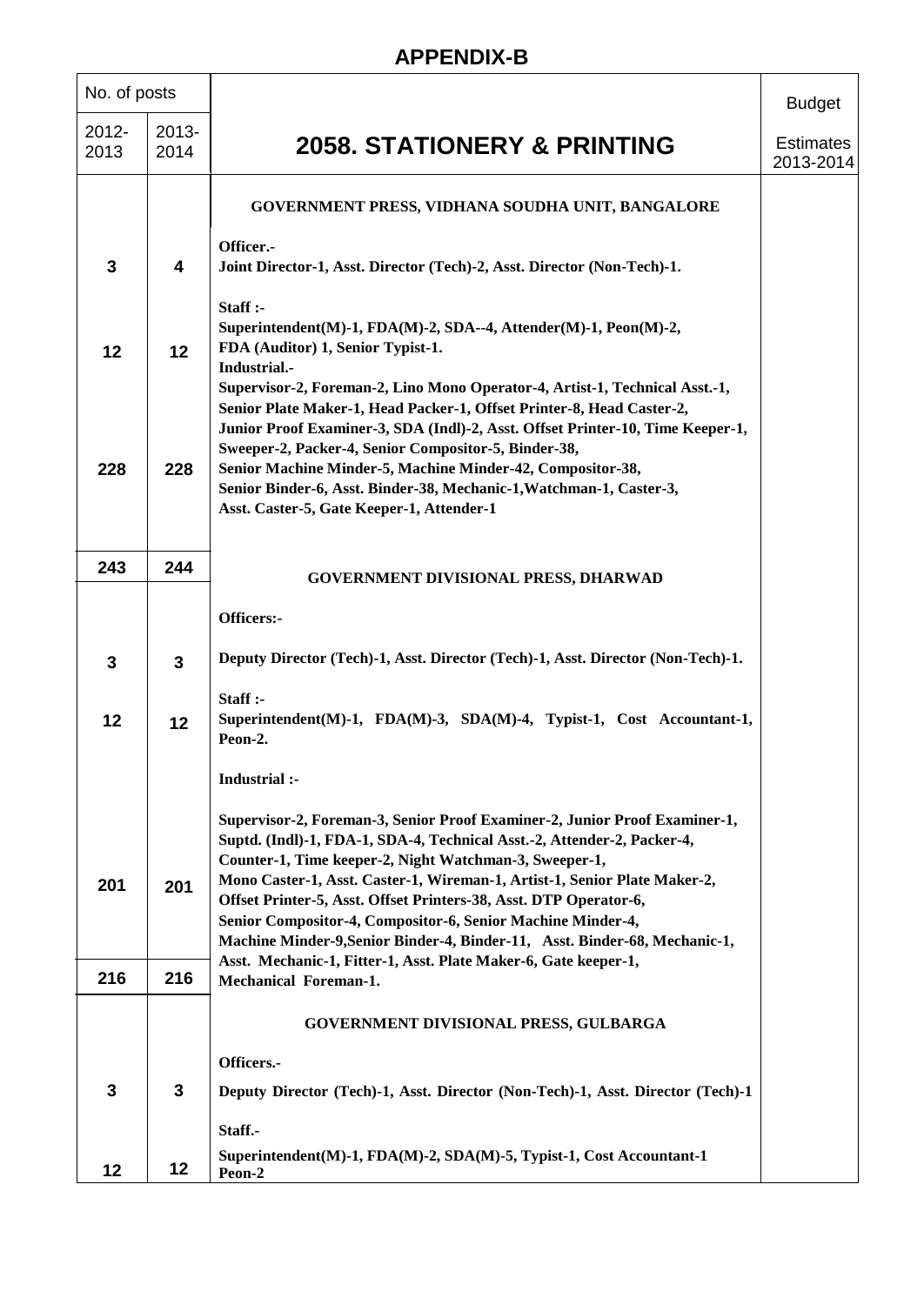## APPENDIX-B

| No. of posts | | 2058. STATIONERY & PRINTING | Budget |
|---|---|---|---|
| 2012-2013 | 2013-2014 | | Estimates 2013-2014 |
| | | **GOVERNMENT PRESS, VIDHANA SOUDHA UNIT, BANGALORE** | |
| 3 | 4 | **Officer.-** Joint Director-1, Asst. Director (Tech)-2, Asst. Director (Non-Tech)-1. | |
| 12 | 12 | **Staff :-** Superintendent(M)-1, FDA(M)-2, SDA--4, Attender(M)-1, Peon(M)-2, FDA (Auditor) 1, Senior Typist-1. | |
| 228 | 228 | **Industrial.-** Supervisor-2, Foreman-2, Lino Mono Operator-4, Artist-1, Technical Asst.-1, Senior Plate Maker-1, Head Packer-1, Offset Printer-8, Head Caster-2, Junior Proof Examiner-3, SDA (Indl)-2, Asst. Offset Printer-10, Time Keeper-1, Sweeper-2, Packer-4, Senior Compositor-5, Binder-38, Senior Machine Minder-5, Machine Minder-42, Compositor-38, Senior Binder-6, Asst. Binder-38, Mechanic-1,Watchman-1, Caster-3, Asst. Caster-5, Gate Keeper-1, Attender-1 | |
| 243 | 244 | | |
| | | **GOVERNMENT DIVISIONAL PRESS, DHARWAD** | |
| 3 | 3 | **Officers:-** Deputy Director (Tech)-1, Asst. Director (Tech)-1, Asst. Director (Non-Tech)-1. | |
| 12 | 12 | **Staff :-** Superintendent(M)-1, FDA(M)-3, SDA(M)-4, Typist-1, Cost Accountant-1, Peon-2. | |
| 201 | 201 | **Industrial :-** Supervisor-2, Foreman-3, Senior Proof Examiner-2, Junior Proof Examiner-1, Suptd. (Indl)-1, FDA-1, SDA-4, Technical Asst.-2, Attender-2, Packer-4, Counter-1, Time keeper-2, Night Watchman-3, Sweeper-1, Mono Caster-1, Asst. Caster-1, Wireman-1, Artist-1, Senior Plate Maker-2, Offset Printer-5, Asst. Offset Printers-38, Asst. DTP Operator-6, Senior Compositor-4, Compositor-6, Senior Machine Minder-4, Machine Minder-9,Senior Binder-4, Binder-11, Asst. Binder-68, Mechanic-1, Asst. Mechanic-1, Fitter-1, Asst. Plate Maker-6, Gate keeper-1, Mechanical Foreman-1. | |
| 216 | 216 | | |
| | | **GOVERNMENT DIVISIONAL PRESS, GULBARGA** | |
| 3 | 3 | **Officers.-** Deputy Director (Tech)-1, Asst. Director (Non-Tech)-1, Asst. Director (Tech)-1 | |
| 12 | 12 | **Staff.-** Superintendent(M)-1, FDA(M)-2, SDA(M)-5, Typist-1, Cost Accountant-1 Peon-2 | |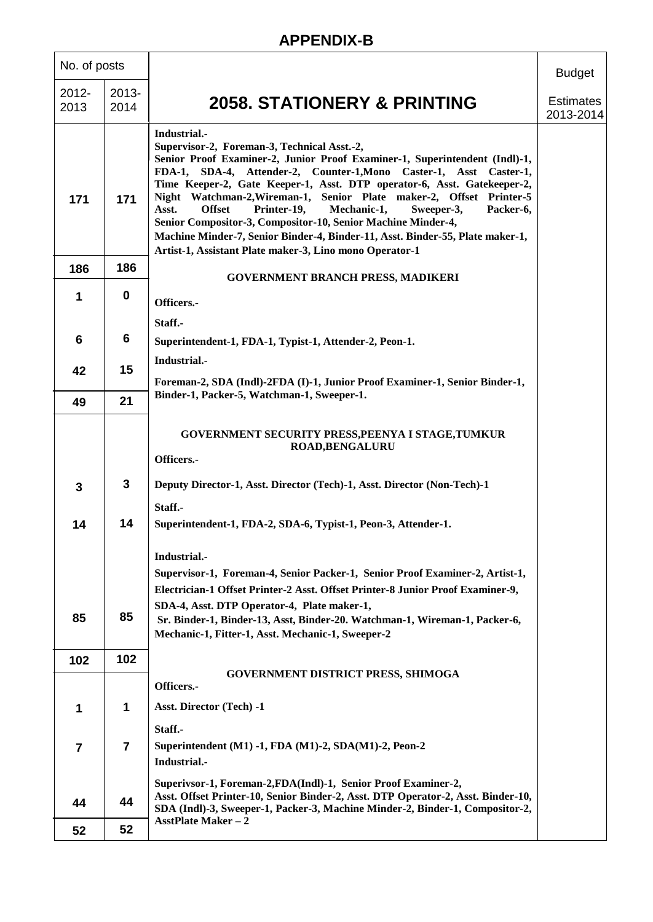## APPENDIX-B

| No. of posts | | 2058. STATIONERY & PRINTING | Budget |
|---|---|---|---|
| 2012-2013 | 2013-2014 | | Estimates 2013-2014 |
| 171 | 171 | **Industrial.-** **Supervisor-2, Foreman-3, Technical Asst.-2, Senior Proof Examiner-2, Junior Proof Examiner-1, Superintendent (Indl)-1, FDA-1, SDA-4, Attender-2, Counter-1,Mono Caster-1, Asst Caster-1, Time Keeper-2, Gate Keeper-1, Asst. DTP operator-6, Asst. Gatekeeper-2, Night Watchman-2,Wireman-1, Senior Plate maker-2, Offset Printer-5 Asst. Offset Printer-19, Mechanic-1, Sweeper-3, Packer-6, Senior Compositor-3, Compositor-10, Senior Machine Minder-4, Machine Minder-7, Senior Binder-4, Binder-11, Asst. Binder-55, Plate maker-1, Artist-1, Assistant Plate maker-3, Lino mono Operator-1** | |
| 186 | 186 | | |
| | | **GOVERNMENT BRANCH PRESS, MADIKERI** | |
| 1 | 0 | **Officers.-** | |
| | | **Staff.-** | |
| 6 | 6 | **Superintendent-1, FDA-1, Typist-1, Attender-2, Peon-1.** | |
| | | **Industrial.-** | |
| 42 | 15 | **Foreman-2, SDA (Indl)-2FDA (I)-1, Junior Proof Examiner-1, Senior Binder-1, Binder-1, Packer-5, Watchman-1, Sweeper-1.** | |
| 49 | 21 | | |
| | | **GOVERNMENT SECURITY PRESS,PEENYA I STAGE,TUMKUR ROAD,BENGALURU** | |
| | | **Officers.-** | |
| 3 | 3 | **Deputy Director-1, Asst. Director (Tech)-1, Asst. Director (Non-Tech)-1** | |
| | | **Staff.-** | |
| 14 | 14 | **Superintendent-1, FDA-2, SDA-6, Typist-1, Peon-3, Attender-1.** | |
| | | **Industrial.-** | |
| 85 | 85 | **Supervisor-1, Foreman-4, Senior Packer-1, Senior Proof Examiner-2, Artist-1, Electrician-1 Offset Printer-2 Asst. Offset Printer-8 Junior Proof Examiner-9, SDA-4, Asst. DTP Operator-4, Plate maker-1, Sr. Binder-1, Binder-13, Asst, Binder-20. Watchman-1, Wireman-1, Packer-6, Mechanic-1, Fitter-1, Asst. Mechanic-1, Sweeper-2** | |
| 102 | 102 | | |
| | | **GOVERNMENT DISTRICT PRESS, SHIMOGA** | |
| | | **Officers.-** | |
| 1 | 1 | **Asst. Director (Tech) -1** | |
| | | **Staff.-** | |
| 7 | 7 | **Superintendent (M1) -1, FDA (M1)-2, SDA(M1)-2, Peon-2** | |
| | | **Industrial.-** | |
| 44 | 44 | **Superivsor-1, Foreman-2,FDA(Indl)-1, Senior Proof Examiner-2, Asst. Offset Printer-10, Senior Binder-2, Asst. DTP Operator-2, Asst. Binder-10, SDA (Indl)-3, Sweeper-1, Packer-3, Machine Minder-2, Binder-1, Compositor-2, AsstPlate Maker – 2** | |
| 52 | 52 | | |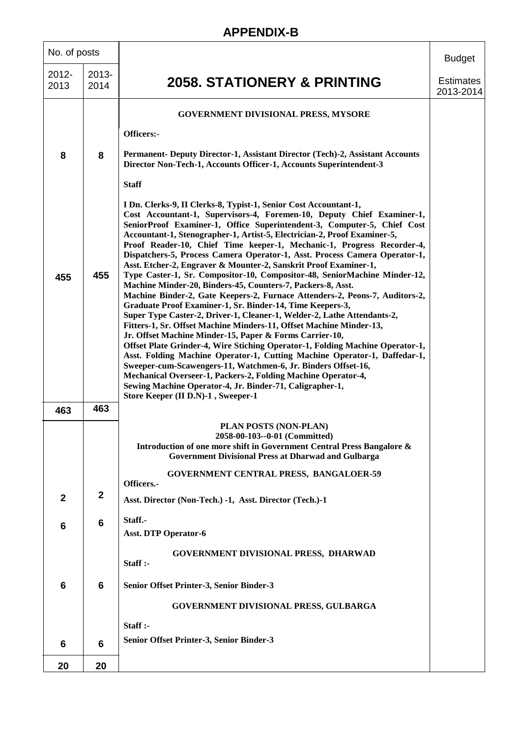## APPENDIX-B

| No. of posts | | 2058. STATIONERY & PRINTING | Budget Estimates 2013-2014 |
|---|---|---|---|
| 2012-2013 | 2013-2014 | | |
| | | **GOVERNMENT DIVISIONAL PRESS, MYSORE** | |
| | | **Officers:-** | |
| 8 | 8 | **Permanent- Deputy Director-1, Assistant Director (Tech)-2, Assistant Accounts Director Non-Tech-1, Accounts Officer-1, Accounts Superintendent-3** | |
| | | **Staff** | |
| 455 | 455 | **I Dn. Clerks-9, II Clerks-8, Typist-1, Senior Cost Accountant-1, Cost Accountant-1, Supervisors-4, Foremen-10, Deputy Chief Examiner-1, SeniorProof Examiner-1, Office Superintendent-3, Computer-5, Chief Cost Accountant-1, Stenographer-1, Artist-5, Electrician-2, Proof Examiner-5, Proof Reader-10, Chief Time keeper-1, Mechanic-1, Progress Recorder-4, Dispatchers-5, Process Camera Operator-1, Asst. Process Camera Operator-1, Asst. Etcher-2, Engraver & Mounter-2, Sanskrit Proof Examiner-1, Type Caster-1, Sr. Compositor-10, Compositor-48, SeniorMachine Minder-12, Machine Minder-20, Binders-45, Counters-7, Packers-8, Asst. Machine Binder-2, Gate Keepers-2, Furnace Attenders-2, Peons-7, Auditors-2, Graduate Proof Examiner-1, Sr. Binder-14, Time Keepers-3, Super Type Caster-2, Driver-1, Cleaner-1, Welder-2, Lathe Attendants-2, Fitters-1, Sr. Offset Machine Minders-11, Offset Machine Minder-13, Jr. Offset Machine Minder-15, Paper & Forms Carrier-10, Offset Plate Grinder-4, Wire Stiching Operator-1, Folding Machine Operator-1, Asst. Folding Machine Operator-1, Cutting Machine Operator-1, Daffedar-1, Sweeper-cum-Scawengers-11, Watchmen-6, Jr. Binders Offset-16, Mechanical Overseer-1, Packers-2, Folding Machine Operator-4, Sewing Machine Operator-4, Jr. Binder-71, Caligrapher-1, Store Keeper (II D.N)-1 , Sweeper-1** | |
| 463 | 463 | | |
| | | **PLAN POSTS (NON-PLAN)**<br>**2058-00-103--0-01 (Committed)**<br>**Introduction of one more shift in Government Central Press Bangalore & Government Divisional Press at Dharwad and Gulbarga** | |
| | | **GOVERNMENT CENTRAL PRESS, BANGALOER-59** | |
| | | **Officers.-** | |
| 2 | 2 | **Asst. Director (Non-Tech.) -1, Asst. Director (Tech.)-1** | |
| | | **Staff.-** | |
| 6 | 6 | **Asst. DTP Operator-6** | |
| | | **GOVERNMENT DIVISIONAL PRESS, DHARWAD** | |
| | | **Staff :-** | |
| 6 | 6 | **Senior Offset Printer-3, Senior Binder-3** | |
| | | **GOVERNMENT DIVISIONAL PRESS, GULBARGA** | |
| | | **Staff :-** | |
| 6 | 6 | **Senior Offset Printer-3, Senior Binder-3** | |
| 20 | 20 | | |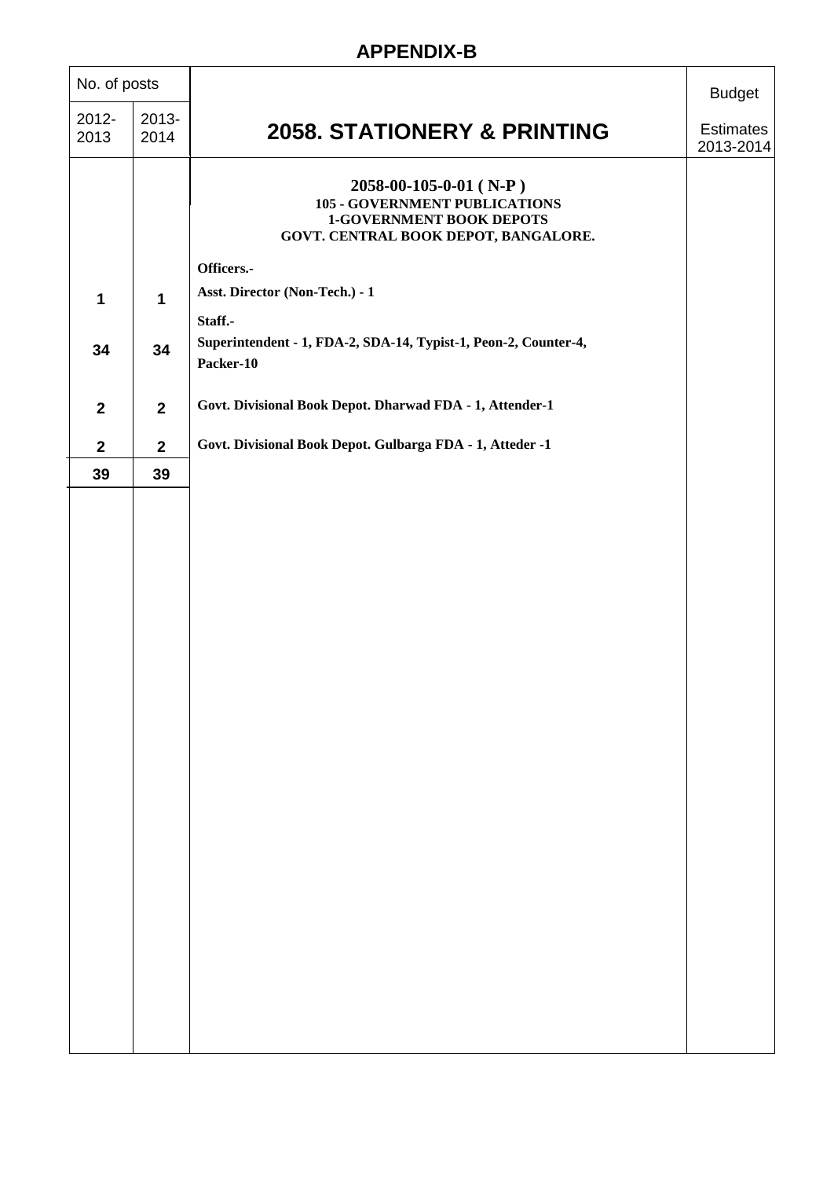## APPENDIX-B

| No. of posts | | 2058. STATIONERY & PRINTING | Budget |
|---|---|---|---|
| 2012-2013 | 2013-2014 | | Estimates 2013-2014 |
| | | **2058-00-105-0-01 ( N-P )**<br>**105 - GOVERNMENT PUBLICATIONS**<br>**1-GOVERNMENT BOOK DEPOTS**<br>**GOVT. CENTRAL BOOK DEPOT, BANGALORE.** | |
| | | **Officers.-** | |
| **1** | **1** | **Asst. Director (Non-Tech.) - 1** | |
| | | **Staff.-** | |
| **34** | **34** | **Superintendent - 1, FDA-2, SDA-14, Typist-1, Peon-2, Counter-4, Packer-10** | |
| **2** | **2** | **Govt. Divisional Book Depot. Dharwad FDA - 1, Attender-1** | |
| **2** | **2** | **Govt. Divisional Book Depot. Gulbarga FDA - 1, Atteder -1** | |
| **39** | **39** | | |